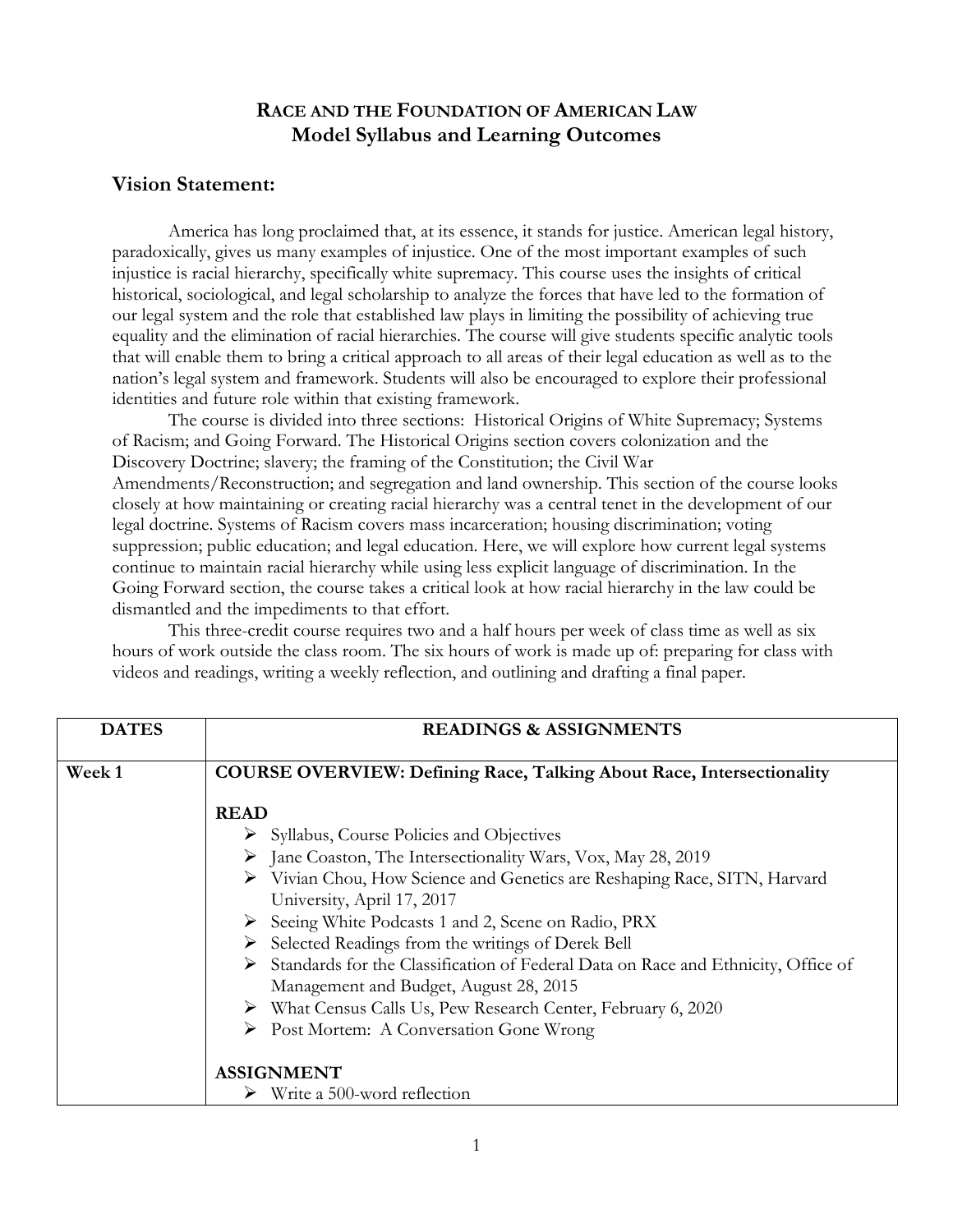# RACE AND THE FOUNDATION OF AMERICAN LAW
# Model Syllabus and Learning Outcomes

## Vision Statement:

America has long proclaimed that, at its essence, it stands for justice. American legal history, paradoxically, gives us many examples of injustice. One of the most important examples of such injustice is racial hierarchy, specifically white supremacy. This course uses the insights of critical historical, sociological, and legal scholarship to analyze the forces that have led to the formation of our legal system and the role that established law plays in limiting the possibility of achieving true equality and the elimination of racial hierarchies. The course will give students specific analytic tools that will enable them to bring a critical approach to all areas of their legal education as well as to the nation's legal system and framework. Students will also be encouraged to explore their professional identities and future role within that existing framework.

The course is divided into three sections: Historical Origins of White Supremacy; Systems of Racism; and Going Forward. The Historical Origins section covers colonization and the Discovery Doctrine; slavery; the framing of the Constitution; the Civil War Amendments/Reconstruction; and segregation and land ownership. This section of the course looks closely at how maintaining or creating racial hierarchy was a central tenet in the development of our legal doctrine. Systems of Racism covers mass incarceration; housing discrimination; voting suppression; public education; and legal education. Here, we will explore how current legal systems continue to maintain racial hierarchy while using less explicit language of discrimination. In the Going Forward section, the course takes a critical look at how racial hierarchy in the law could be dismantled and the impediments to that effort.

This three-credit course requires two and a half hours per week of class time as well as six hours of work outside the class room. The six hours of work is made up of: preparing for class with videos and readings, writing a weekly reflection, and outlining and drafting a final paper.

| DATES | READINGS & ASSIGNMENTS |
|---|---|
| Week 1 | **COURSE OVERVIEW: Defining Race, Talking About Race, Intersectionality**<br><br>**READ**<br>➢ Syllabus, Course Policies and Objectives<br>➢ Jane Coaston, The Intersectionality Wars, Vox, May 28, 2019<br>➢ Vivian Chou, How Science and Genetics are Reshaping Race, SITN, Harvard University, April 17, 2017<br>➢ Seeing White Podcasts 1 and 2, Scene on Radio, PRX<br>➢ Selected Readings from the writings of Derek Bell<br>➢ Standards for the Classification of Federal Data on Race and Ethnicity, Office of Management and Budget, August 28, 2015<br>➢ What Census Calls Us, Pew Research Center, February 6, 2020<br>➢ Post Mortem: A Conversation Gone Wrong<br><br>**ASSIGNMENT**<br>➢ Write a 500-word reflection |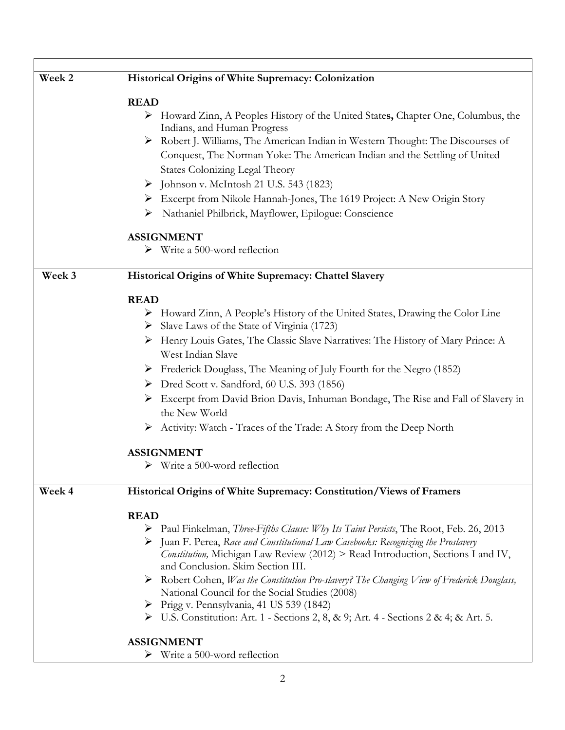| | |
|---|---|
| **Week 2** | **Historical Origins of White Supremacy: Colonization**<br><br>**READ**<br>➢ Howard Zinn, A Peoples History of the United State**s,** Chapter One, Columbus, the Indians, and Human Progress<br>➢ Robert J. Williams, The American Indian in Western Thought: The Discourses of Conquest, The Norman Yoke: The American Indian and the Settling of United States Colonizing Legal Theory<br>➢ Johnson v. McIntosh 21 U.S. 543 (1823)<br>➢ Excerpt from Nikole Hannah-Jones, The 1619 Project: A New Origin Story<br>➢ Nathaniel Philbrick, Mayflower, Epilogue: Conscience<br><br>**ASSIGNMENT**<br>➢ Write a 500-word reflection |
| **Week 3** | **Historical Origins of White Supremacy: Chattel Slavery**<br><br>**READ**<br>➢ Howard Zinn, A People's History of the United States, Drawing the Color Line<br>➢ Slave Laws of the State of Virginia (1723)<br>➢ Henry Louis Gates, The Classic Slave Narratives: The History of Mary Prince: A West Indian Slave<br>➢ Frederick Douglass, The Meaning of July Fourth for the Negro (1852)<br>➢ Dred Scott v. Sandford, 60 U.S. 393 (1856)<br>➢ Excerpt from David Brion Davis, Inhuman Bondage, The Rise and Fall of Slavery in the New World<br>➢ Activity: Watch - Traces of the Trade: A Story from the Deep North<br><br>**ASSIGNMENT**<br>➢ Write a 500-word reflection |
| **Week 4** | **Historical Origins of White Supremacy: Constitution/Views of Framers**<br><br>**READ**<br>➢ Paul Finkelman, *Three-Fifths Clause: Why Its Taint Persists*, The Root, Feb. 26, 2013<br>➢ Juan F. Perea, *Race and Constitutional Law Casebooks: Recognizing the Proslavery Constitution,* Michigan Law Review (2012) > Read Introduction, Sections I and IV, and Conclusion. Skim Section III.<br>➢ Robert Cohen, *Was the Constitution Pro-slavery? The Changing View of Frederick Douglass,* National Council for the Social Studies (2008)<br>➢ Prigg v. Pennsylvania, 41 US 539 (1842)<br>➢ U.S. Constitution: Art. 1 - Sections 2, 8, & 9; Art. 4 - Sections 2 & 4; & Art. 5.<br><br>**ASSIGNMENT**<br>➢ Write a 500-word reflection |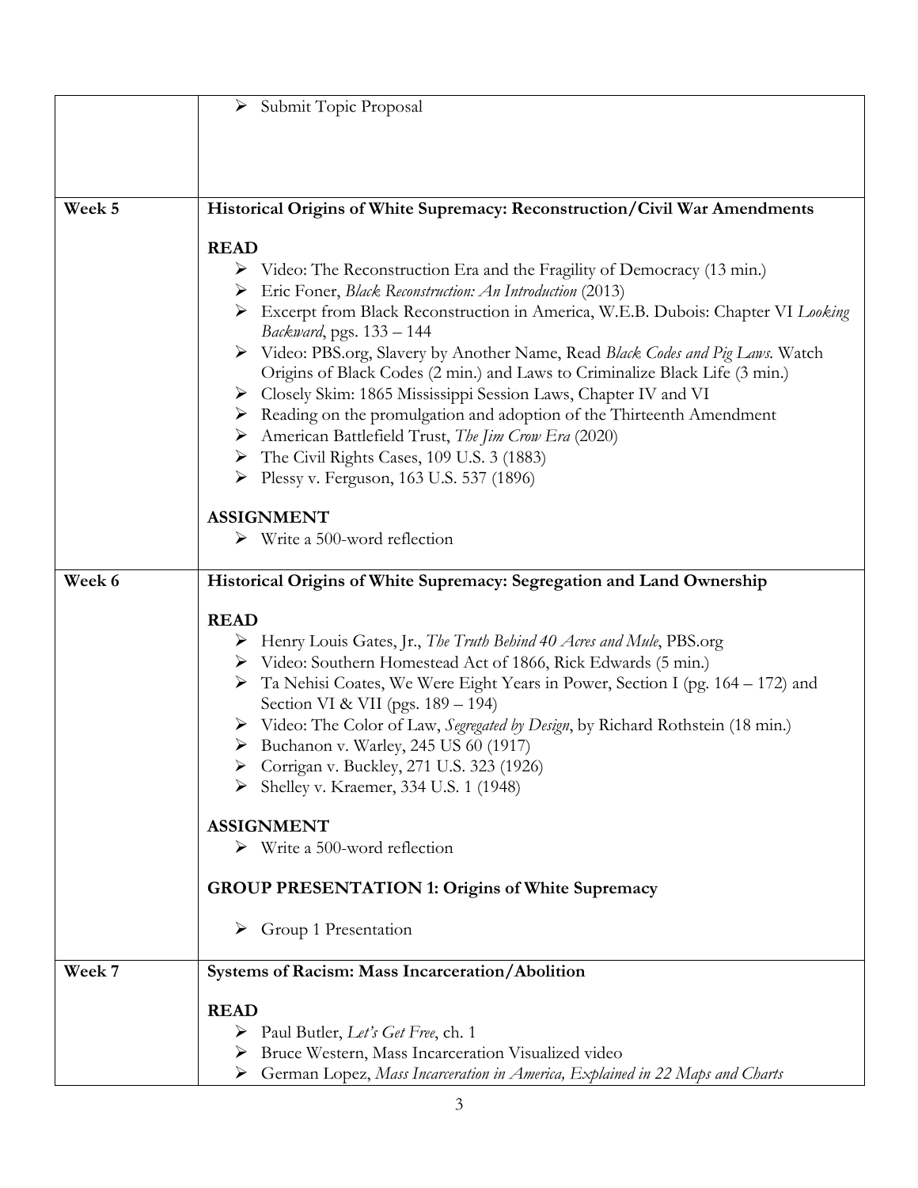| | |
|---|---|
| | ➢ Submit Topic Proposal |
| **Week 5** | **Historical Origins of White Supremacy: Reconstruction/Civil War Amendments**<br><br>**READ**<br>➢ Video: The Reconstruction Era and the Fragility of Democracy (13 min.)<br>➢ Eric Foner, *Black Reconstruction: An Introduction* (2013)<br>➢ Excerpt from Black Reconstruction in America, W.E.B. Dubois: Chapter VI *Looking Backward*, pgs. 133 – 144<br>➢ Video: PBS.org, Slavery by Another Name, Read *Black Codes and Pig Laws.* Watch Origins of Black Codes (2 min.) and Laws to Criminalize Black Life (3 min.)<br>➢ Closely Skim: 1865 Mississippi Session Laws, Chapter IV and VI<br>➢ Reading on the promulgation and adoption of the Thirteenth Amendment<br>➢ American Battlefield Trust, *The Jim Crow Era* (2020)<br>➢ The Civil Rights Cases, 109 U.S. 3 (1883)<br>➢ Plessy v. Ferguson, 163 U.S. 537 (1896)<br><br>**ASSIGNMENT**<br>➢ Write a 500-word reflection |
| **Week 6** | **Historical Origins of White Supremacy: Segregation and Land Ownership**<br><br>**READ**<br>➢ Henry Louis Gates, Jr., *The Truth Behind 40 Acres and Mule*, PBS.org<br>➢ Video: Southern Homestead Act of 1866, Rick Edwards (5 min.)<br>➢ Ta Nehisi Coates, We Were Eight Years in Power, Section I (pg. 164 – 172) and Section VI & VII (pgs. 189 – 194)<br>➢ Video: The Color of Law, *Segregated by Design*, by Richard Rothstein (18 min.)<br>➢ Buchanon v. Warley, 245 US 60 (1917)<br>➢ Corrigan v. Buckley, 271 U.S. 323 (1926)<br>➢ Shelley v. Kraemer, 334 U.S. 1 (1948)<br><br>**ASSIGNMENT**<br>➢ Write a 500-word reflection<br><br>**GROUP PRESENTATION 1: Origins of White Supremacy**<br><br>➢ Group 1 Presentation |
| **Week 7** | **Systems of Racism: Mass Incarceration/Abolition**<br><br>**READ**<br>➢ Paul Butler, *Let's Get Free*, ch. 1<br>➢ Bruce Western, Mass Incarceration Visualized video<br>➢ German Lopez, *Mass Incarceration in America, Explained in 22 Maps and Charts* |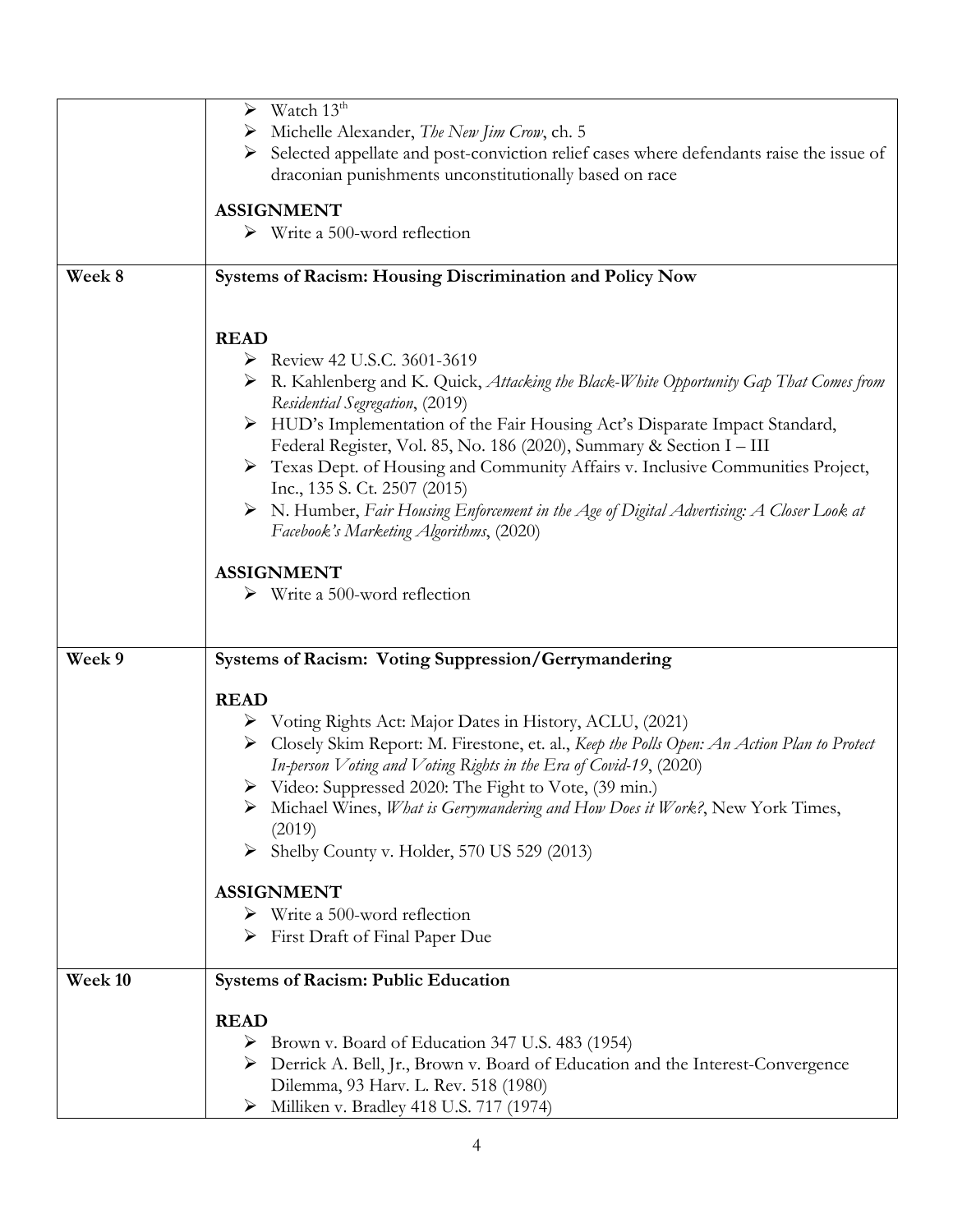| | |
|---|---|
| | ➢ Watch 13th<br>➢ Michelle Alexander, *The New Jim Crow*, ch. 5<br>➢ Selected appellate and post-conviction relief cases where defendants raise the issue of draconian punishments unconstitutionally based on race<br><br>**ASSIGNMENT**<br>➢ Write a 500-word reflection |
| **Week 8** | **Systems of Racism: Housing Discrimination and Policy Now**<br><br>**READ**<br>➢ Review 42 U.S.C. 3601-3619<br>➢ R. Kahlenberg and K. Quick, *Attacking the Black-White Opportunity Gap That Comes from Residential Segregation*, (2019)<br>➢ HUD's Implementation of the Fair Housing Act's Disparate Impact Standard, Federal Register, Vol. 85, No. 186 (2020), Summary & Section I – III<br>➢ Texas Dept. of Housing and Community Affairs v. Inclusive Communities Project, Inc., 135 S. Ct. 2507 (2015)<br>➢ N. Humber, *Fair Housing Enforcement in the Age of Digital Advertising: A Closer Look at Facebook's Marketing Algorithms*, (2020)<br><br>**ASSIGNMENT**<br>➢ Write a 500-word reflection |
| **Week 9** | **Systems of Racism: Voting Suppression/Gerrymandering**<br><br>**READ**<br>➢ Voting Rights Act: Major Dates in History, ACLU, (2021)<br>➢ Closely Skim Report: M. Firestone, et. al., *Keep the Polls Open: An Action Plan to Protect In-person Voting and Voting Rights in the Era of Covid-19*, (2020)<br>➢ Video: Suppressed 2020: The Fight to Vote, (39 min.)<br>➢ Michael Wines, *What is Gerrymandering and How Does it Work?*, New York Times, (2019)<br>➢ Shelby County v. Holder, 570 US 529 (2013)<br><br>**ASSIGNMENT**<br>➢ Write a 500-word reflection<br>➢ First Draft of Final Paper Due |
| **Week 10** | **Systems of Racism: Public Education**<br><br>**READ**<br>➢ Brown v. Board of Education 347 U.S. 483 (1954)<br>➢ Derrick A. Bell, Jr., Brown v. Board of Education and the Interest-Convergence Dilemma, 93 Harv. L. Rev. 518 (1980)<br>➢ Milliken v. Bradley 418 U.S. 717 (1974) |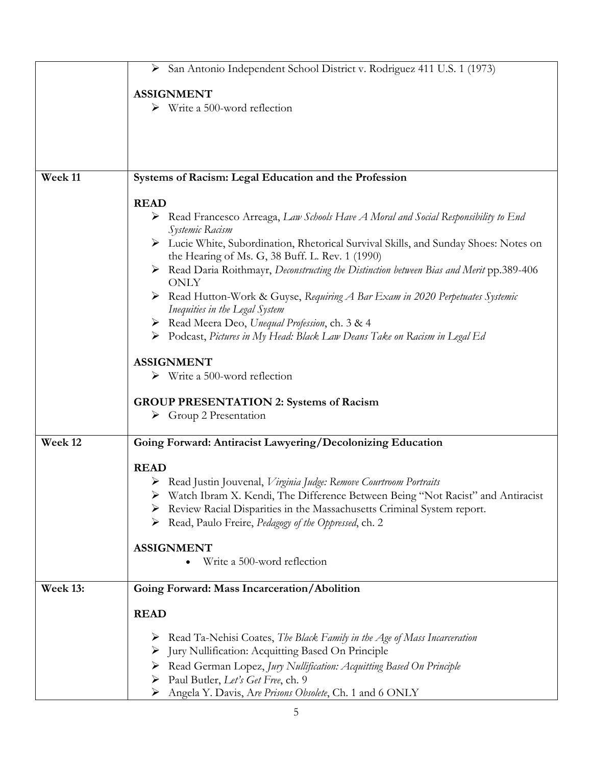| | |
|---|---|
| | ➢ San Antonio Independent School District v. Rodriguez 411 U.S. 1 (1973)<br><br>**ASSIGNMENT**<br>➢ Write a 500-word reflection |
| **Week 11** | **Systems of Racism: Legal Education and the Profession**<br><br>**READ**<br>➢ Read Francesco Arreaga, *Law Schools Have A Moral and Social Responsibility to End Systemic Racism*<br>➢ Lucie White, Subordination, Rhetorical Survival Skills, and Sunday Shoes: Notes on the Hearing of Ms. G, 38 Buff. L. Rev. 1 (1990)<br>➢ Read Daria Roithmayr, *Deconstructing the Distinction between Bias and Merit* pp.389-406 ONLY<br>➢ Read Hutton-Work & Guyse, *Requiring A Bar Exam in 2020 Perpetuates Systemic Inequities in the Legal System*<br>➢ Read Meera Deo, *Unequal Profession*, ch. 3 & 4<br>➢ Podcast, *Pictures in My Head: Black Law Deans Take on Racism in Legal Ed*<br><br>**ASSIGNMENT**<br>➢ Write a 500-word reflection<br><br>**GROUP PRESENTATION 2: Systems of Racism**<br>➢ Group 2 Presentation |
| **Week 12** | **Going Forward: Antiracist Lawyering/Decolonizing Education**<br><br>**READ**<br>➢ Read Justin Jouvenal, *Virginia Judge: Remove Courtroom Portraits*<br>➢ Watch Ibram X. Kendi, The Difference Between Being "Not Racist" and Antiracist<br>➢ Review Racial Disparities in the Massachusetts Criminal System report.<br>➢ Read, Paulo Freire, *Pedagogy of the Oppressed*, ch. 2<br><br>**ASSIGNMENT**<br>• Write a 500-word reflection |
| **Week 13:** | **Going Forward: Mass Incarceration/Abolition**<br><br>**READ**<br>➢ Read Ta-Nehisi Coates, *The Black Family in the Age of Mass Incarceration*<br>➢ Jury Nullification: Acquitting Based On Principle<br>➢ Read German Lopez, *Jury Nullification: Acquitting Based On Principle*<br>➢ Paul Butler, *Let's Get Free*, ch. 9<br>➢ Angela Y. Davis, A*re Prisons Obsolete*, Ch. 1 and 6 ONLY |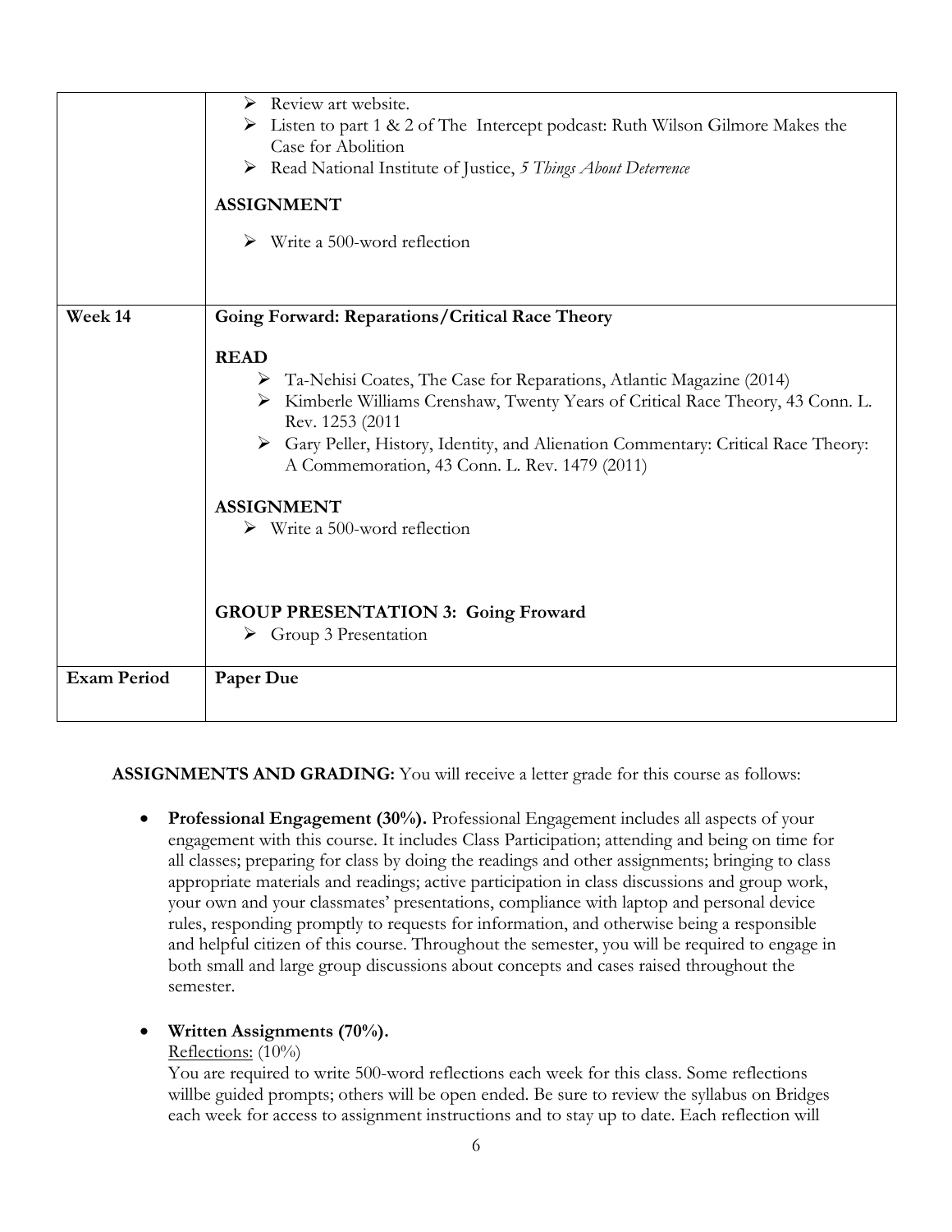| | |
|---|---|
| | ➢ Review art website.<br>➢ Listen to part 1 & 2 of The Intercept podcast: Ruth Wilson Gilmore Makes the Case for Abolition<br>➢ Read National Institute of Justice, *5 Things About Deterrence*<br><br>**ASSIGNMENT**<br><br>➢ Write a 500-word reflection |
| **Week 14** | **Going Forward: Reparations/Critical Race Theory**<br><br>**READ**<br>➢ Ta-Nehisi Coates, The Case for Reparations, Atlantic Magazine (2014)<br>➢ Kimberle Williams Crenshaw, Twenty Years of Critical Race Theory, 43 Conn. L. Rev. 1253 (2011<br>➢ Gary Peller, History, Identity, and Alienation Commentary: Critical Race Theory: A Commemoration, 43 Conn. L. Rev. 1479 (2011)<br><br>**ASSIGNMENT**<br>➢ Write a 500-word reflection<br><br>**GROUP PRESENTATION 3: Going Froward**<br>➢ Group 3 Presentation |
| **Exam Period** | **Paper Due** |

**ASSIGNMENTS AND GRADING:** You will receive a letter grade for this course as follows:

- **Professional Engagement (30%).** Professional Engagement includes all aspects of your engagement with this course. It includes Class Participation; attending and being on time for all classes; preparing for class by doing the readings and other assignments; bringing to class appropriate materials and readings; active participation in class discussions and group work, your own and your classmates' presentations, compliance with laptop and personal device rules, responding promptly to requests for information, and otherwise being a responsible and helpful citizen of this course. Throughout the semester, you will be required to engage in both small and large group discussions about concepts and cases raised throughout the semester.

- **Written Assignments (70%).**
  Reflections: (10%)
  You are required to write 500-word reflections each week for this class. Some reflections willbe guided prompts; others will be open ended. Be sure to review the syllabus on Bridges each week for access to assignment instructions and to stay up to date. Each reflection will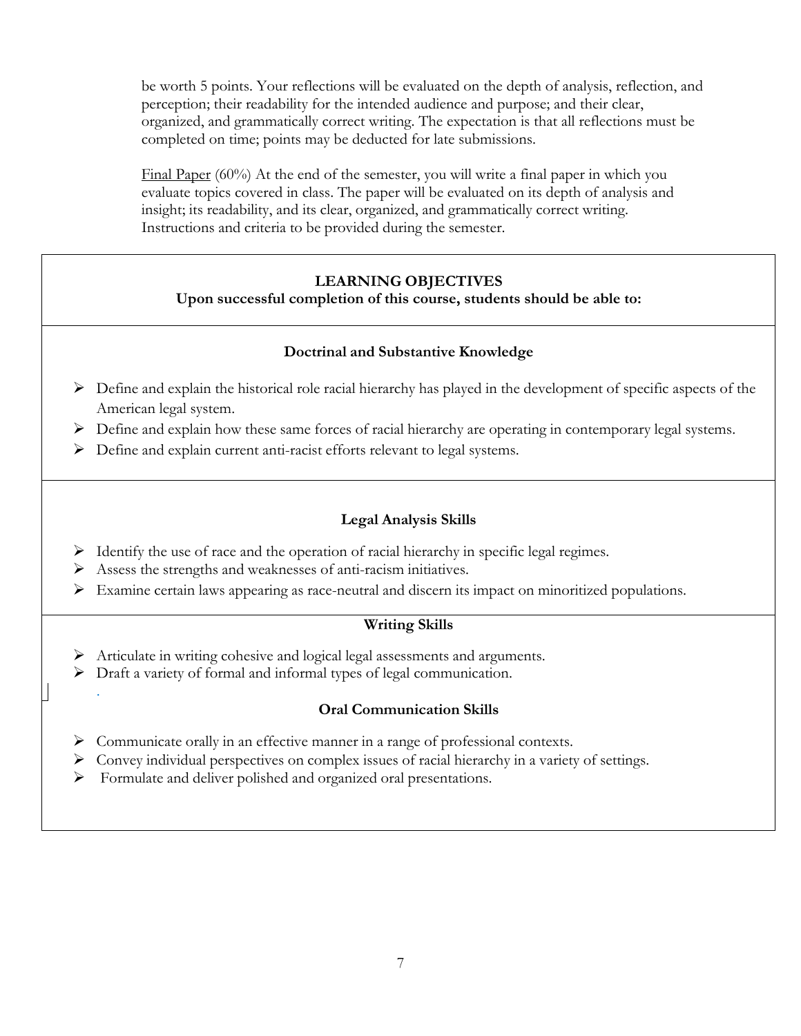be worth 5 points. Your reflections will be evaluated on the depth of analysis, reflection, and perception; their readability for the intended audience and purpose; and their clear, organized, and grammatically correct writing. The expectation is that all reflections must be completed on time; points may be deducted for late submissions.

Final Paper (60%) At the end of the semester, you will write a final paper in which you evaluate topics covered in class. The paper will be evaluated on its depth of analysis and insight; its readability, and its clear, organized, and grammatically correct writing. Instructions and criteria to be provided during the semester.

## LEARNING OBJECTIVES

**Upon successful completion of this course, students should be able to:**

### Doctrinal and Substantive Knowledge

- Define and explain the historical role racial hierarchy has played in the development of specific aspects of the American legal system.
- Define and explain how these same forces of racial hierarchy are operating in contemporary legal systems.
- Define and explain current anti-racist efforts relevant to legal systems.

### Legal Analysis Skills

- Identify the use of race and the operation of racial hierarchy in specific legal regimes.
- Assess the strengths and weaknesses of anti-racism initiatives.
- Examine certain laws appearing as race-neutral and discern its impact on minoritized populations.

### Writing Skills

- Articulate in writing cohesive and logical legal assessments and arguments.
- Draft a variety of formal and informal types of legal communication.

### Oral Communication Skills

- Communicate orally in an effective manner in a range of professional contexts.
- Convey individual perspectives on complex issues of racial hierarchy in a variety of settings.
- Formulate and deliver polished and organized oral presentations.